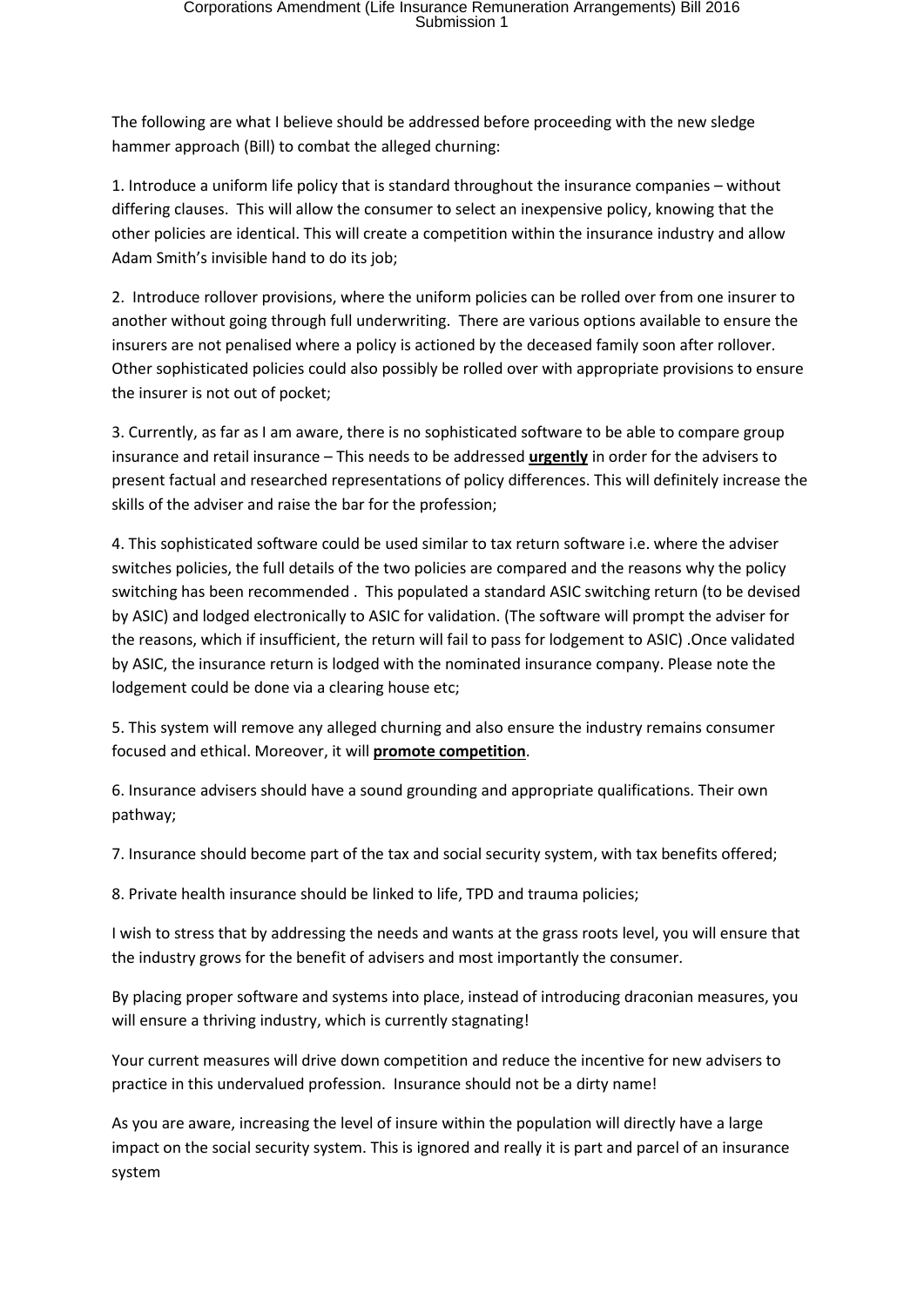The following are what I believe should be addressed before proceeding with the new sledge hammer approach (Bill) to combat the alleged churning:

1. Introduce a uniform life policy that is standard throughout the insurance companies – without differing clauses. This will allow the consumer to select an inexpensive policy, knowing that the other policies are identical. This will create a competition within the insurance industry and allow Adam Smith's invisible hand to do its job;

2. Introduce rollover provisions, where the uniform policies can be rolled over from one insurer to another without going through full underwriting. There are various options available to ensure the insurers are not penalised where a policy is actioned by the deceased family soon after rollover. Other sophisticated policies could also possibly be rolled over with appropriate provisions to ensure the insurer is not out of pocket;

3. Currently, as far as I am aware, there is no sophisticated software to be able to compare group insurance and retail insurance – This needs to be addressed **urgently** in order for the advisers to present factual and researched representations of policy differences. This will definitely increase the skills of the adviser and raise the bar for the profession;

4. This sophisticated software could be used similar to tax return software i.e. where the adviser switches policies, the full details of the two policies are compared and the reasons why the policy switching has been recommended . This populated a standard ASIC switching return (to be devised by ASIC) and lodged electronically to ASIC for validation. (The software will prompt the adviser for the reasons, which if insufficient, the return will fail to pass for lodgement to ASIC) .Once validated by ASIC, the insurance return is lodged with the nominated insurance company. Please note the lodgement could be done via a clearing house etc;

5. This system will remove any alleged churning and also ensure the industry remains consumer focused and ethical. Moreover, it will **promote competition**.

6. Insurance advisers should have a sound grounding and appropriate qualifications. Their own pathway;

7. Insurance should become part of the tax and social security system, with tax benefits offered;

8. Private health insurance should be linked to life, TPD and trauma policies;

I wish to stress that by addressing the needs and wants at the grass roots level, you will ensure that the industry grows for the benefit of advisers and most importantly the consumer.

By placing proper software and systems into place, instead of introducing draconian measures, you will ensure a thriving industry, which is currently stagnating!

Your current measures will drive down competition and reduce the incentive for new advisers to practice in this undervalued profession. Insurance should not be a dirty name!

As you are aware, increasing the level of insure within the population will directly have a large impact on the social security system. This is ignored and really it is part and parcel of an insurance system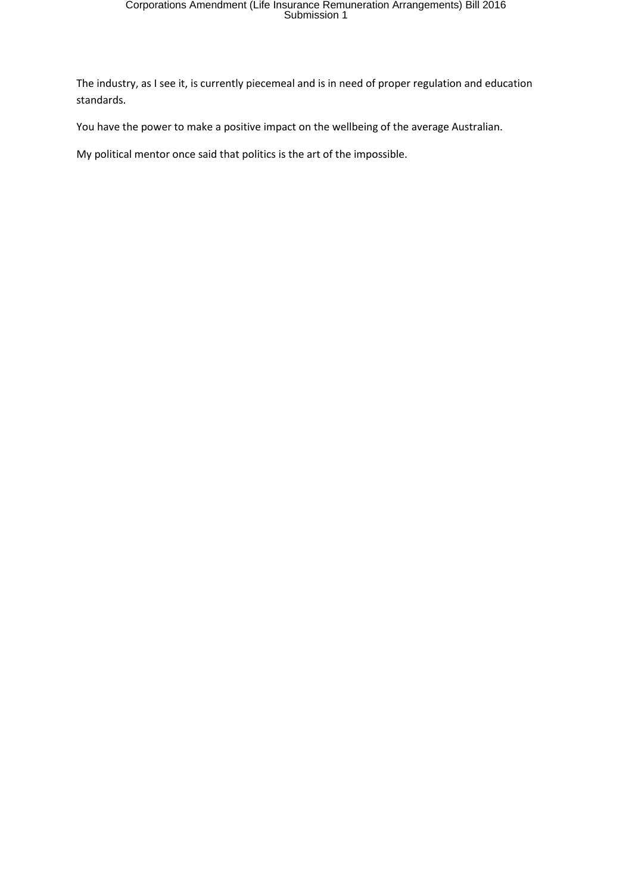The industry, as I see it, is currently piecemeal and is in need of proper regulation and education standards.

You have the power to make a positive impact on the wellbeing of the average Australian.

My political mentor once said that politics is the art of the impossible.